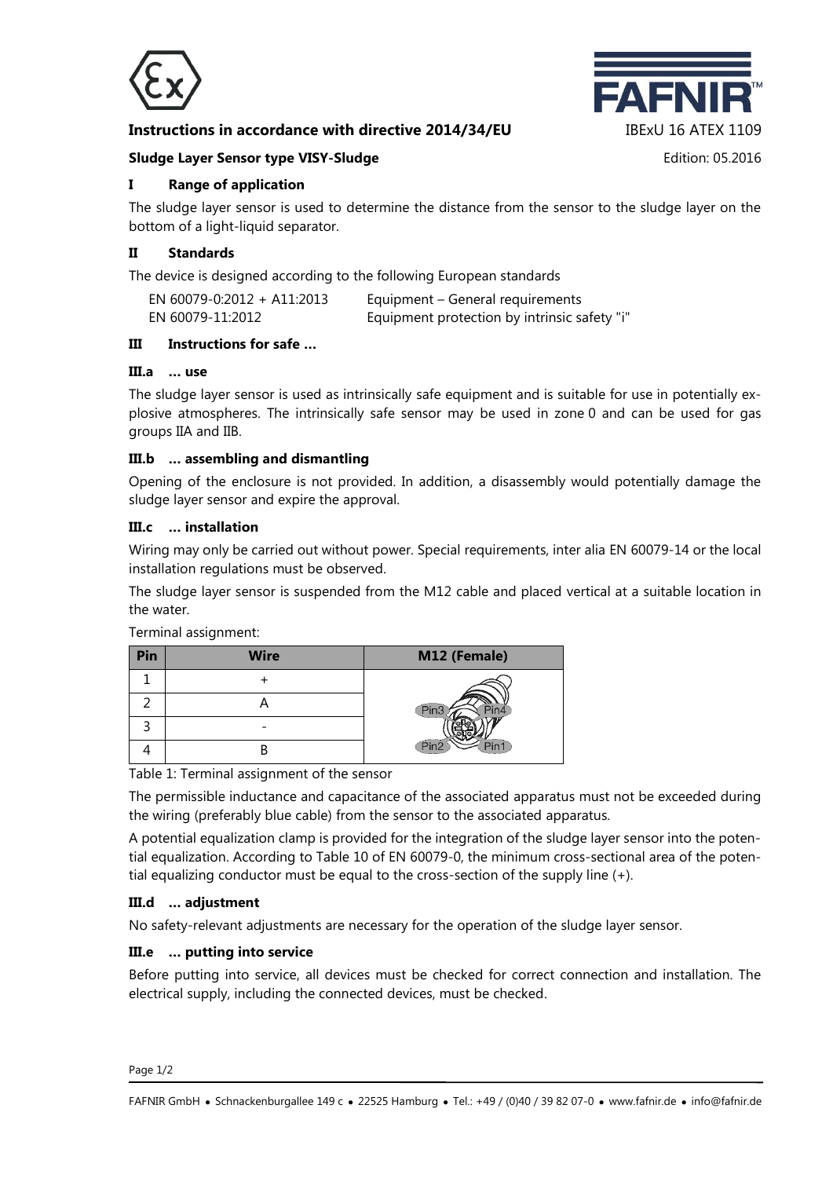**Instructions in accordance with directive 2014/34/EU**

IBExU 16 ATEX 1109

**Sludge Layer Sensor type VISY-Sludge**

Edition: 05.2016

## I Range of application

The sludge layer sensor is used to determine the distance from the sensor to the sludge layer on the bottom of a light-liquid separator.

## II Standards

The device is designed according to the following European standards

| | |
|---|---|
| EN 60079-0:2012 + A11:2013 | Equipment – General requirements |
| EN 60079-11:2012 | Equipment protection by intrinsic safety "i" |

## III Instructions for safe …

### III.a … use

The sludge layer sensor is used as intrinsically safe equipment and is suitable for use in potentially explosive atmospheres. The intrinsically safe sensor may be used in zone 0 and can be used for gas groups IIA and IIB.

### III.b … assembling and dismantling

Opening of the enclosure is not provided. In addition, a disassembly would potentially damage the sludge layer sensor and expire the approval.

### III.c … installation

Wiring may only be carried out without power. Special requirements, inter alia EN 60079-14 or the local installation regulations must be observed.

The sludge layer sensor is suspended from the M12 cable and placed vertical at a suitable location in the water.

Terminal assignment:

| Pin | Wire | M12 (Female) |
|---|---|---|
| 1 | + | Pin3 Pin4 Pin2 Pin1 |
| 2 | A | |
| 3 | - | |
| 4 | B | |

Table 1: Terminal assignment of the sensor

The permissible inductance and capacitance of the associated apparatus must not be exceeded during the wiring (preferably blue cable) from the sensor to the associated apparatus.

A potential equalization clamp is provided for the integration of the sludge layer sensor into the potential equalization. According to Table 10 of EN 60079-0, the minimum cross-sectional area of the potential equalizing conductor must be equal to the cross-section of the supply line (+).

### III.d … adjustment

No safety-relevant adjustments are necessary for the operation of the sludge layer sensor.

### III.e … putting into service

Before putting into service, all devices must be checked for correct connection and installation. The electrical supply, including the connected devices, must be checked.

FAFNIR GmbH • Schnackenburgallee 149 c • 22525 Hamburg • Tel.: +49 / (0)40 / 39 82 07-0 • www.fafnir.de • info@fafnir.de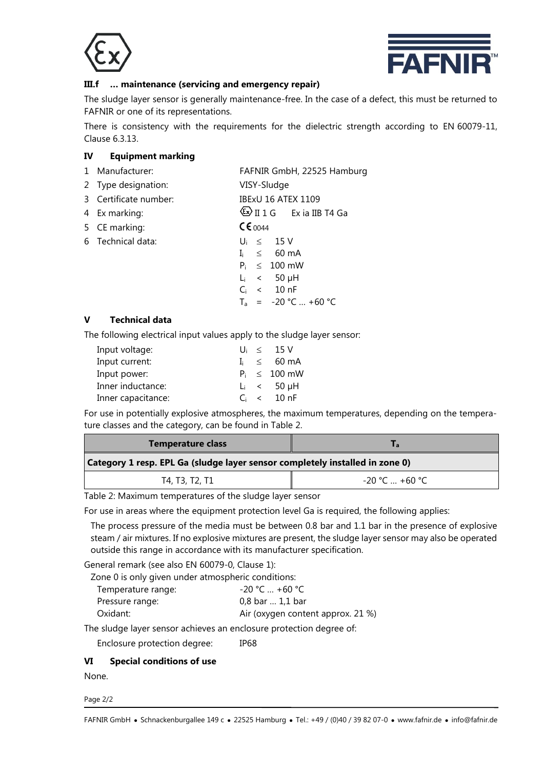### III.f … maintenance (servicing and emergency repair)

The sludge layer sensor is generally maintenance-free. In the case of a defect, this must be returned to FAFNIR or one of its representations.

There is consistency with the requirements for the dielectric strength according to EN 60079-11, Clause 6.3.13.

## IV Equipment marking

| | | |
|---|---|---|
| 1 | Manufacturer: | FAFNIR GmbH, 22525 Hamburg |
| 2 | Type designation: | VISY-Sludge |
| 3 | Certificate number: | IBExU 16 ATEX 1109 |
| 4 | Ex marking: | Ⓔx II 1 G Ex ia IIB T4 Ga |
| 5 | CE marking: | CE 0044 |
| 6 | Technical data: | $U_i \leq 15$ V |
| | | $I_i \leq 60$ mA |
| | | $P_i \leq 100$ mW |
| | | $L_i < 50$ µH |
| | | $C_i < 10$ nF |
| | | $T_a = -20$ °C … +60 °C |

## V Technical data

The following electrical input values apply to the sludge layer sensor:

| | |
|---|---|
| Input voltage: | $U_i \leq 15$ V |
| Input current: | $I_i \leq 60$ mA |
| Input power: | $P_i \leq 100$ mW |
| Inner inductance: | $L_i < 50$ µH |
| Inner capacitance: | $C_i < 10$ nF |

For use in potentially explosive atmospheres, the maximum temperatures, depending on the temperature classes and the category, can be found in Table 2.

| Temperature class | $T_a$ |
|---|---|
| **Category 1 resp. EPL Ga (sludge layer sensor completely installed in zone 0)** | |
| T4, T3, T2, T1 | -20 °C … +60 °C |

Table 2: Maximum temperatures of the sludge layer sensor

For use in areas where the equipment protection level Ga is required, the following applies:

The process pressure of the media must be between 0.8 bar and 1.1 bar in the presence of explosive steam / air mixtures. If no explosive mixtures are present, the sludge layer sensor may also be operated outside this range in accordance with its manufacturer specification.

General remark (see also EN 60079-0, Clause 1):

Zone 0 is only given under atmospheric conditions:

| | |
|---|---|
| Temperature range: | -20 °C … +60 °C |
| Pressure range: | 0,8 bar … 1,1 bar |
| Oxidant: | Air (oxygen content approx. 21 %) |

The sludge layer sensor achieves an enclosure protection degree of:

Enclosure protection degree: IP68

## VI Special conditions of use

None.